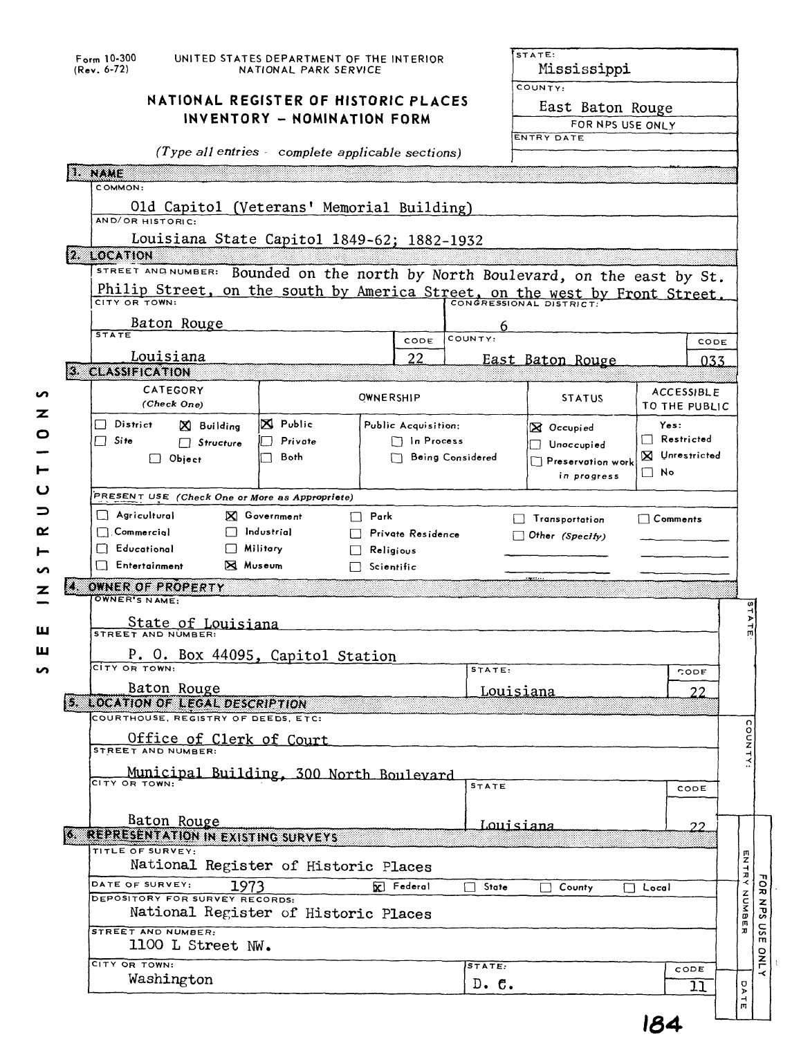Form 10-300
(Rev. 6-72)

UNITED STATES DEPARTMENT OF THE INTERIOR
NATIONAL PARK SERVICE

# NATIONAL REGISTER OF HISTORIC PLACES INVENTORY - NOMINATION FORM

*(Type all entries - complete applicable sections)*

| STATE: | Mississippi |
|---|---|
| COUNTY: | East Baton Rouge |
| FOR NPS USE ONLY | |
| ENTRY DATE | |

## 1. NAME

COMMON:

Old Capitol (Veterans' Memorial Building)

AND/OR HISTORIC:

Louisiana State Capitol 1849-62; 1882-1932

## 2. LOCATION

STREET AND NUMBER: Bounded on the north by North Boulevard, on the east by St. Philip Street, on the south by America Street, on the west by Front Street.

| CITY OR TOWN: | CONGRESSIONAL DISTRICT: | | |
|---|---|---|---|
| Baton Rouge | 6 | | |
| STATE | CODE | COUNTY: | CODE |
| Louisiana | 22 | East Baton Rouge | 033 |

## 3. CLASSIFICATION

| CATEGORY (Check One) | OWNERSHIP | | STATUS | ACCESSIBLE TO THE PUBLIC |
|---|---|---|---|---|
| ☐ District ☒ Building | ☒ Public | Public Acquisition: | ☒ Occupied | Yes: |
| ☐ Site ☐ Structure | ☐ Private | ☐ In Process | ☐ Unoccupied | ☐ Restricted |
| ☐ Object | ☐ Both | ☐ Being Considered | ☐ Preservation work in progress | ☒ Unrestricted |
| | | | | ☐ No |

PRESENT USE *(Check One or More as Appropriate)*

| | | | | |
|---|---|---|---|---|
| ☐ Agricultural | ☒ Government | ☐ Park | ☐ Transportation | ☐ Comments |
| ☐ Commercial | ☐ Industrial | ☐ Private Residence | ☐ Other *(Specify)* | |
| ☐ Educational | ☐ Military | ☐ Religious | | |
| ☐ Entertainment | ☒ Museum | ☐ Scientific | | |

## 4. OWNER OF PROPERTY

OWNER'S NAME:

State of Louisiana

STREET AND NUMBER:

P. O. Box 44095, Capitol Station

| CITY OR TOWN: | STATE: | CODE |
|---|---|---|
| Baton Rouge | Louisiana | 22 |

## 5. LOCATION OF LEGAL DESCRIPTION

COURTHOUSE, REGISTRY OF DEEDS, ETC:

Office of Clerk of Court

STREET AND NUMBER:

Municipal Building, 300 North Boulevard

| CITY OR TOWN: | STATE | CODE |
|---|---|---|
| Baton Rouge | Louisiana | 22 |

## 6. REPRESENTATION IN EXISTING SURVEYS

TITLE OF SURVEY:

National Register of Historic Places

DATE OF SURVEY: 1973 ☒ Federal ☐ State ☐ County ☐ Local

DEPOSITORY FOR SURVEY RECORDS:

National Register of Historic Places

STREET AND NUMBER:

1100 L Street NW.

| CITY OR TOWN: | STATE: | CODE |
|---|---|---|
| Washington | D. C. | 11 |

SEE INSTRUCTIONS

FOR NPS USE ONLY — STATE: — COUNTY: — ENTRY NUMBER — DATE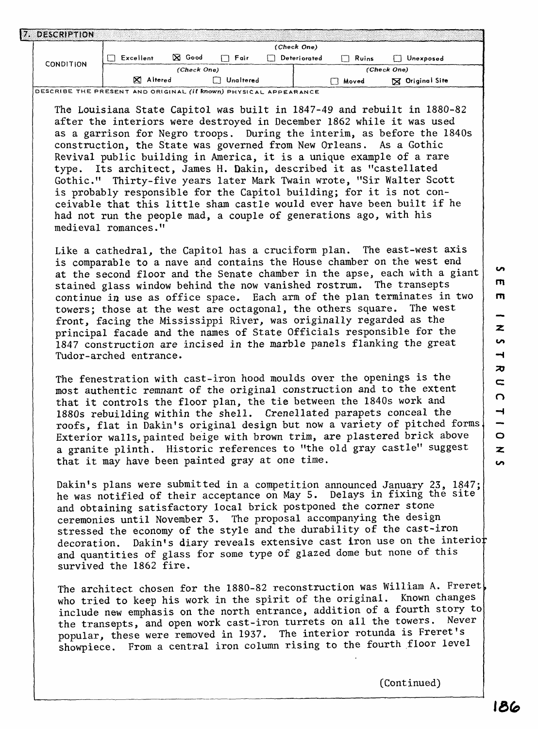## 7. DESCRIPTION

| CONDITION | (Check One) | | | | | |
|---|---|---|---|---|---|---|
| | ☐ Excellent | ☒ Good | ☐ Fair | ☐ Deteriorated | ☐ Ruins | ☐ Unexposed |
| | (Check One) | | | (Check One) | | |
| | ☒ Altered | ☐ Unaltered | | ☐ Moved | ☒ Original Site | |

DESCRIBE THE PRESENT AND ORIGINAL *(if known)* PHYSICAL APPEARANCE

The Louisiana State Capitol was built in 1847-49 and rebuilt in 1880-82 after the interiors were destroyed in December 1862 while it was used as a garrison for Negro troops. During the interim, as before the 1840s construction, the State was governed from New Orleans. As a Gothic Revival public building in America, it is a unique example of a rare type. Its architect, James H. Dakin, described it as "castellated Gothic." Thirty-five years later Mark Twain wrote, "Sir Walter Scott is probably responsible for the Capitol building; for it is not conceivable that this little sham castle would ever have been built if he had not run the people mad, a couple of generations ago, with his medieval romances."

Like a cathedral, the Capitol has a cruciform plan. The east-west axis is comparable to a nave and contains the House chamber on the west end at the second floor and the Senate chamber in the apse, each with a giant stained glass window behind the now vanished rostrum. The transepts continue in use as office space. Each arm of the plan terminates in two towers; those at the west are octagonal, the others square. The west front, facing the Mississippi River, was originally regarded as the principal facade and the names of State Officials responsible for the 1847 construction are incised in the marble panels flanking the great Tudor-arched entrance.

The fenestration with cast-iron hood moulds over the openings is the most authentic remnant of the original construction and to the extent that it controls the floor plan, the tie between the 1840s work and 1880s rebuilding within the shell. Crenellated parapets conceal the roofs, flat in Dakin's original design but now a variety of pitched forms. Exterior walls, painted beige with brown trim, are plastered brick above a granite plinth. Historic references to "the old gray castle" suggest that it may have been painted gray at one time.

Dakin's plans were submitted in a competition announced January 23, 1847; he was notified of their acceptance on May 5. Delays in fixing the site and obtaining satisfactory local brick postponed the corner stone ceremonies until November 3. The proposal accompanying the design stressed the economy of the style and the durability of the cast-iron decoration. Dakin's diary reveals extensive cast iron use on the interior and quantities of glass for some type of glazed dome but none of this survived the 1862 fire.

The architect chosen for the 1880-82 reconstruction was William A. Freret, who tried to keep his work in the spirit of the original. Known changes include new emphasis on the north entrance, addition of a fourth story to the transepts, and open work cast-iron turrets on all the towers. Never popular, these were removed in 1937. The interior rotunda is Freret's showpiece. From a central iron column rising to the fourth floor level

(Continued)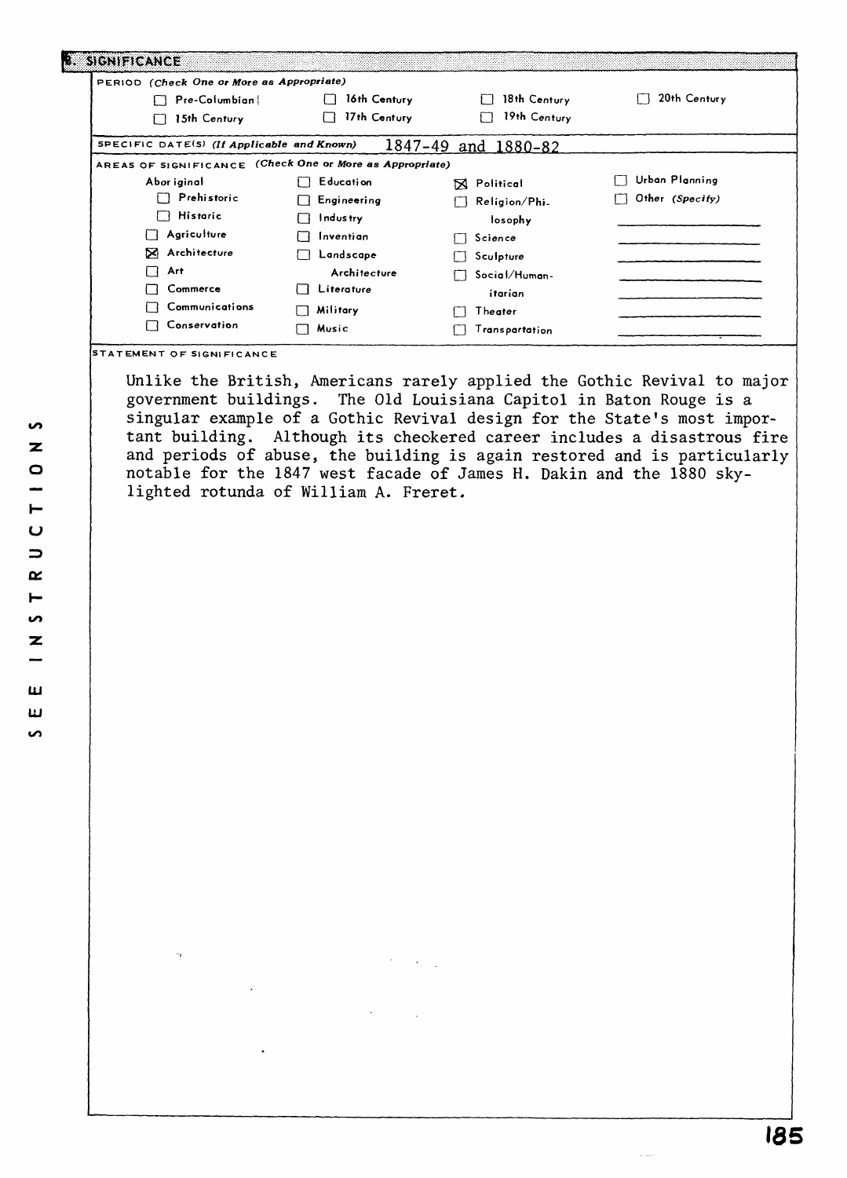## 8. SIGNIFICANCE

**PERIOD** *(Check One or More as Appropriate)*

| | | | |
|---|---|---|---|
| ☐ Pre-Columbian | ☐ 16th Century | ☐ 18th Century | ☐ 20th Century |
| ☐ 15th Century | ☐ 17th Century | ☐ 19th Century | |

**SPECIFIC DATE(S)** *(If Applicable and Known)* 1847-49 and 1880-82

**AREAS OF SIGNIFICANCE** *(Check One or More as Appropriate)*

| | | | |
|---|---|---|---|
| Aboriginal | ☐ Education | ☒ Political | ☐ Urban Planning |
| ☐ Prehistoric | ☐ Engineering | ☐ Religion/Philosophy | ☐ Other *(Specify)* |
| ☐ Historic | ☐ Industry | ☐ Science | |
| ☐ Agriculture | ☐ Invention | ☐ Sculpture | |
| ☒ Architecture | ☐ Landscape Architecture | ☐ Social/Humanitarian | |
| ☐ Art | ☐ Literature | ☐ Theater | |
| ☐ Commerce | ☐ Military | ☐ Transportation | |
| ☐ Communications | ☐ Music | | |
| ☐ Conservation | | | |

**STATEMENT OF SIGNIFICANCE**

Unlike the British, Americans rarely applied the Gothic Revival to major government buildings. The Old Louisiana Capitol in Baton Rouge is a singular example of a Gothic Revival design for the State's most important building. Although its checkered career includes a disastrous fire and periods of abuse, the building is again restored and is particularly notable for the 1847 west facade of James H. Dakin and the 1880 skylighted rotunda of William A. Freret.

SEE INSTRUCTIONS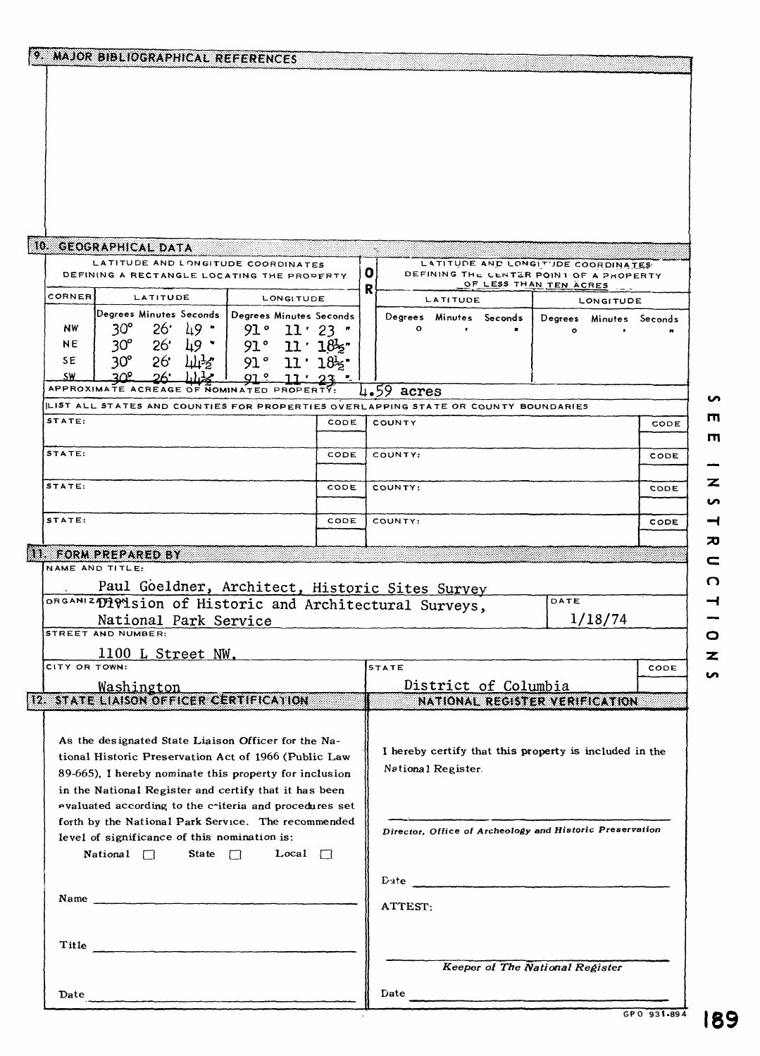## 9. MAJOR BIBLIOGRAPHICAL REFERENCES

## 10. GEOGRAPHICAL DATA

| LATITUDE AND LONGITUDE COORDINATES DEFINING A RECTANGLE LOCATING THE PROPERTY | | | OR | LATITUDE AND LONGITUDE COORDINATES DEFINING THE CENTER POINT OF A PROPERTY OF LESS THAN TEN ACRES | |
|---|---|---|---|---|---|
| CORNER | LATITUDE | LONGITUDE | | LATITUDE | LONGITUDE |
| | Degrees Minutes Seconds | Degrees Minutes Seconds | | Degrees Minutes Seconds | Degrees Minutes Seconds |
| NW | 30° 26' 49" | 91° 11' 23" | | ° ' " | ° ' " |
| NE | 30° 26' 49" | 91° 11' 18½" | | | |
| SE | 30° 26' 44½" | 91° 11' 18½" | | | |
| SW | 30° 26' 44½" | 91° 11' 23" | | | |

APPROXIMATE ACREAGE OF NOMINATED PROPERTY: 4.59 acres

LIST ALL STATES AND COUNTIES FOR PROPERTIES OVERLAPPING STATE OR COUNTY BOUNDARIES

| STATE: | CODE | COUNTY | CODE |
|---|---|---|---|
| STATE: | CODE | COUNTY: | CODE |
| STATE: | CODE | COUNTY: | CODE |
| STATE: | CODE | COUNTY: | CODE |

## 11. FORM PREPARED BY

NAME AND TITLE:

Paul Goeldner, Architect, Historic Sites Survey

ORGANIZATION: Division of Historic and Architectural Surveys, National Park Service

DATE: 1/18/74

STREET AND NUMBER:

1100 L Street NW.

CITY OR TOWN: Washington

STATE: District of Columbia

CODE:

## 12. STATE LIAISON OFFICER CERTIFICATION

As the designated State Liaison Officer for the National Historic Preservation Act of 1966 (Public Law 89-665), I hereby nominate this property for inclusion in the National Register and certify that it has been evaluated according to the criteria and procedures set forth by the National Park Service. The recommended level of significance of this nomination is:

National ☐ State ☐ Local ☐

Name ______________________

Title ______________________

Date ______________________

## NATIONAL REGISTER VERIFICATION

I hereby certify that this property is included in the National Register.

______________________

*Director, Office of Archeology and Historic Preservation*

Date ______________________

ATTEST:

______________________

*Keeper of The National Register*

Date ______________________

SEE INSTRUCTIONS

GPO 931-894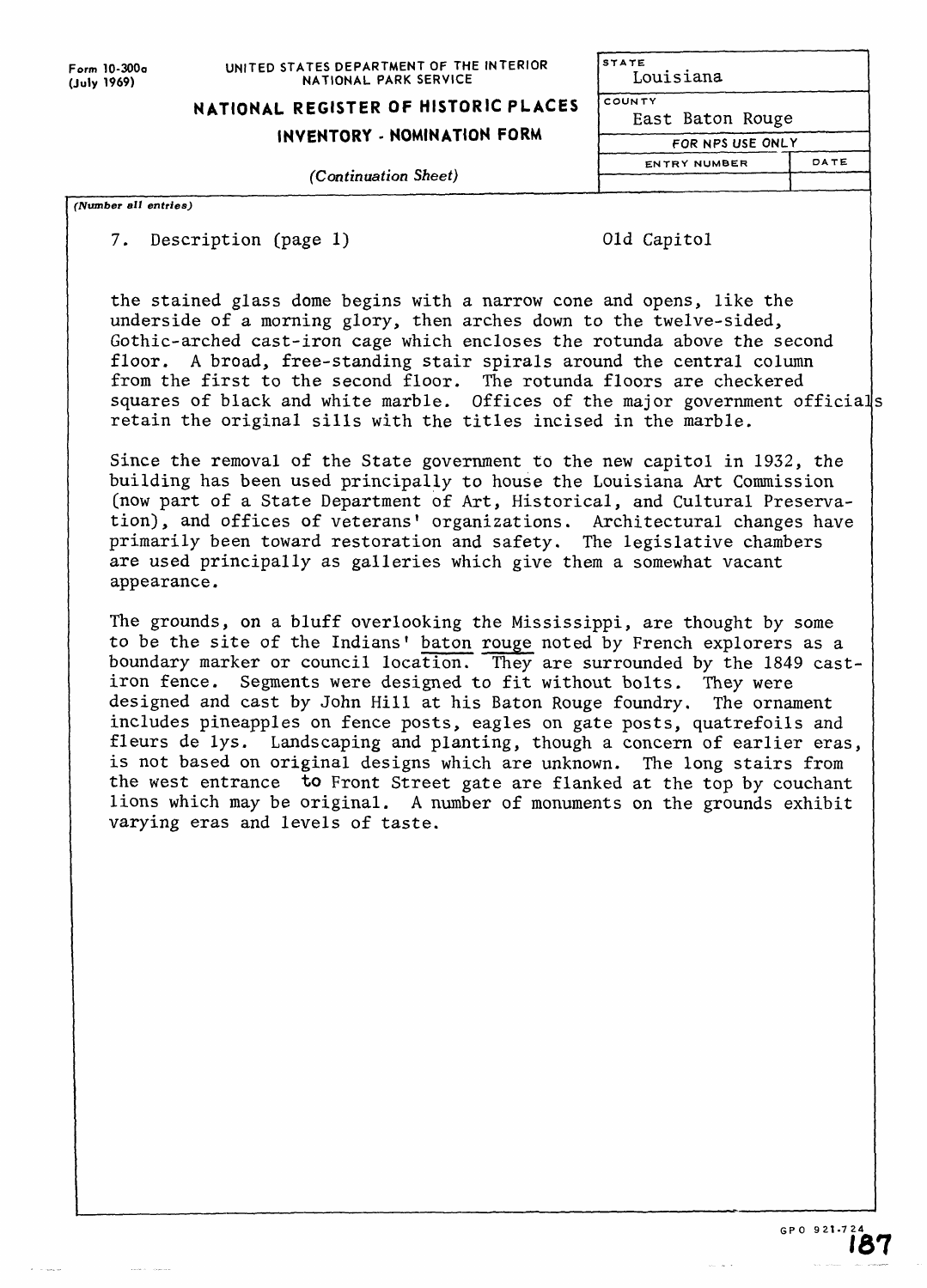Form 10-300a
(July 1969)

UNITED STATES DEPARTMENT OF THE INTERIOR
NATIONAL PARK SERVICE

**NATIONAL REGISTER OF HISTORIC PLACES**

**INVENTORY - NOMINATION FORM**

*(Continuation Sheet)*

| STATE | |
|---|---|
| Louisiana | |
| COUNTY | |
| East Baton Rouge | |
| FOR NPS USE ONLY | |
| ENTRY NUMBER | DATE |
| | |

*(Number all entries)*

7. Description (page 1) Old Capitol

the stained glass dome begins with a narrow cone and opens, like the underside of a morning glory, then arches down to the twelve-sided, Gothic-arched cast-iron cage which encloses the rotunda above the second floor. A broad, free-standing stair spirals around the central column from the first to the second floor. The rotunda floors are checkered squares of black and white marble. Offices of the major government officials retain the original sills with the titles incised in the marble.

Since the removal of the State government to the new capitol in 1932, the building has been used principally to house the Louisiana Art Commission (now part of a State Department of Art, Historical, and Cultural Preservation), and offices of veterans' organizations. Architectural changes have primarily been toward restoration and safety. The legislative chambers are used principally as galleries which give them a somewhat vacant appearance.

The grounds, on a bluff overlooking the Mississippi, are thought by some to be the site of the Indians' baton rouge noted by French explorers as a boundary marker or council location. They are surrounded by the 1849 cast-iron fence. Segments were designed to fit without bolts. They were designed and cast by John Hill at his Baton Rouge foundry. The ornament includes pineapples on fence posts, eagles on gate posts, quatrefoils and fleurs de lys. Landscaping and planting, though a concern of earlier eras, is not based on original designs which are unknown. The long stairs from the west entrance to Front Street gate are flanked at the top by couchant lions which may be original. A number of monuments on the grounds exhibit varying eras and levels of taste.

GPO 921-724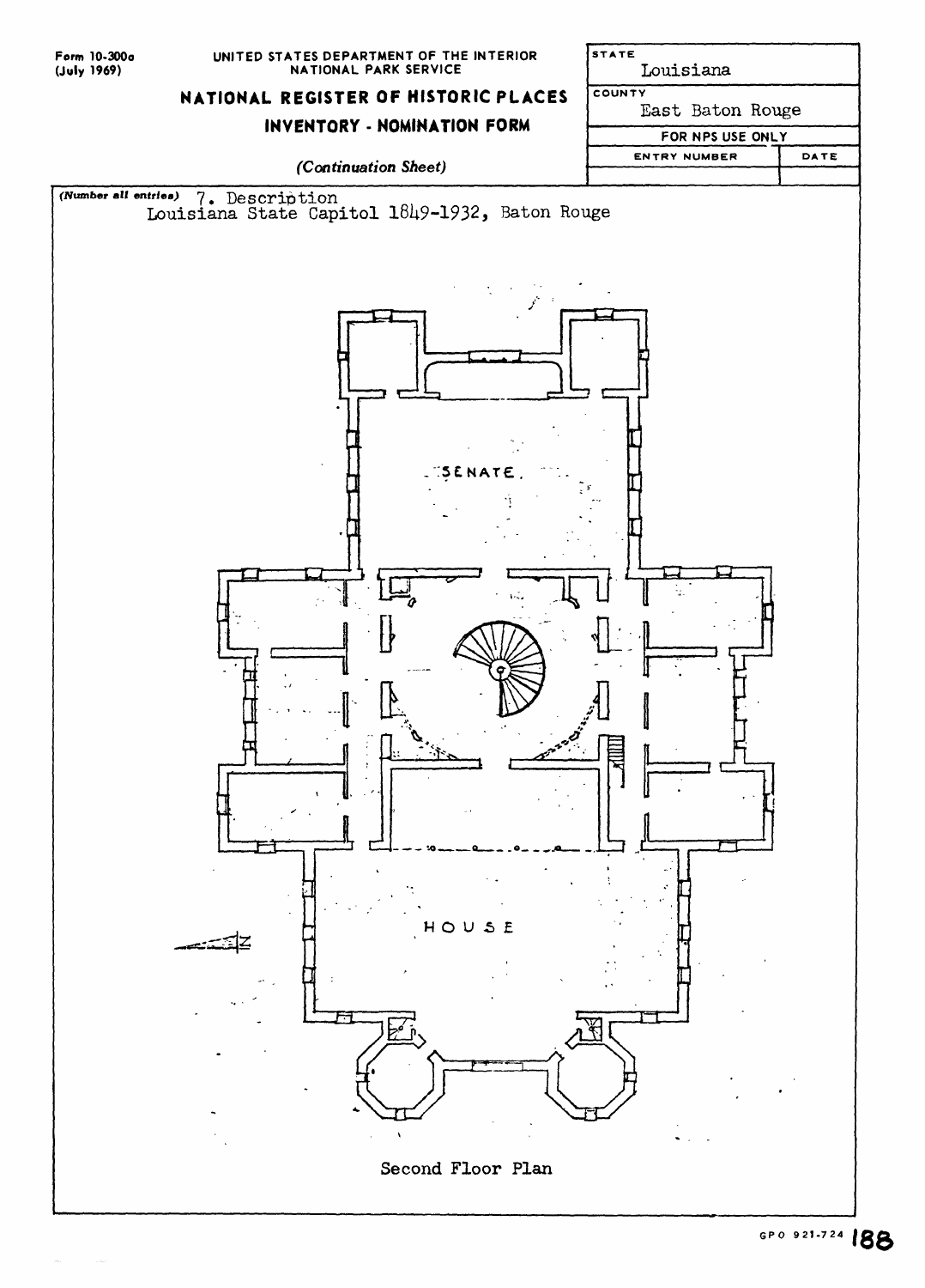Form 10-300a
(July 1969)

UNITED STATES DEPARTMENT OF THE INTERIOR
NATIONAL PARK SERVICE

**NATIONAL REGISTER OF HISTORIC PLACES**
**INVENTORY - NOMINATION FORM**

*(Continuation Sheet)*

| | |
|---|---|
| STATE | Louisiana |
| COUNTY | East Baton Rouge |
| FOR NPS USE ONLY | |
| ENTRY NUMBER | DATE |

*(Number all entries)* 7. Description
Louisiana State Capitol 1849-1932, Baton Rouge

SENATE

HOUSE

N

Second Floor Plan

GPO 921-724